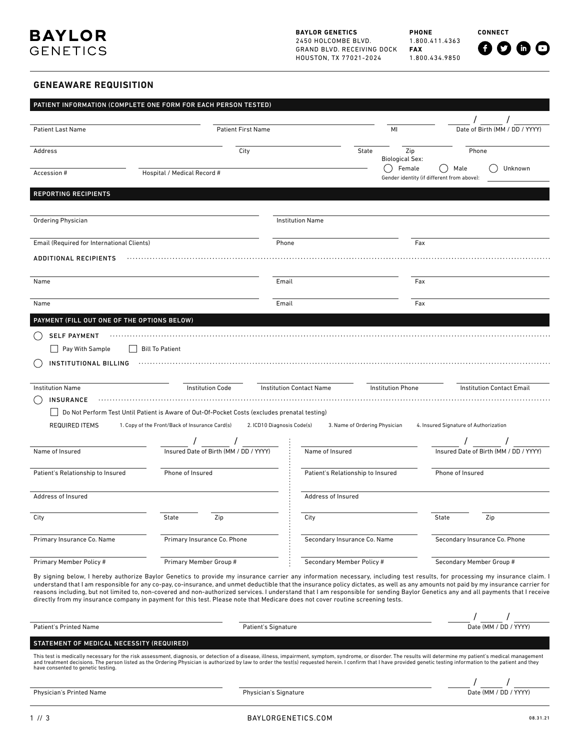# BAYLOR GENETICS

**BAYLOR GENETICS**
2450 HOLCOMBE BLVD.
GRAND BLVD. RECEIVING DOCK
HOUSTON, TX 77021-2024

**PHONE**
1.800.411.4363
**FAX**
1.800.434.9850

**CONNECT**

## GENEAWARE REQUISITION

### PATIENT INFORMATION (COMPLETE ONE FORM FOR EACH PERSON TESTED)

Patient Last Name ______ Patient First Name ______ MI ______ Date of Birth (MM / DD / YYYY) ___ / ___ / ___

Address ______ City ______ State ______ Zip ______ Phone ______

Accession # ______ Hospital / Medical Record # ______

Biological Sex: ◯ Female ◯ Male ◯ Unknown

Gender identity (if different from above): ______

### REPORTING RECIPIENTS

Ordering Physician ______ Institution Name ______

Email (Required for International Clients) ______ Phone ______ Fax ______

**ADDITIONAL RECIPIENTS**

Name ______ Email ______ Fax ______

Name ______ Email ______ Fax ______

### PAYMENT (FILL OUT ONE OF THE OPTIONS BELOW)

◯ **SELF PAYMENT**

☐ Pay With Sample ☐ Bill To Patient

◯ **INSTITUTIONAL BILLING**

Institution Name ______ Institution Code ______ Institution Contact Name ______ Institution Phone ______ Institution Contact Email ______

◯ **INSURANCE**

☐ Do Not Perform Test Until Patient is Aware of Out-Of-Pocket Costs (excludes prenatal testing)

REQUIRED ITEMS 1. Copy of the Front/Back of Insurance Card(s) 2. ICD10 Diagnosis Code(s) 3. Name of Ordering Physician 4. Insured Signature of Authorization

Name of Insured ______ Insured Date of Birth (MM / DD / YYYY) ___ / ___ / ___

Patient's Relationship to Insured ______ Phone of Insured ______

Address of Insured ______

City ______ State ______ Zip ______

Primary Insurance Co. Name ______ Primary Insurance Co. Phone ______

Primary Member Policy # ______ Primary Member Group # ______

Name of Insured ______ Insured Date of Birth (MM / DD / YYYY) ___ / ___ / ___

Patient's Relationship to Insured ______ Phone of Insured ______

Address of Insured ______

City ______ State ______ Zip ______

Secondary Insurance Co. Name ______ Secondary Insurance Co. Phone ______

Secondary Member Policy # ______ Secondary Member Group # ______

By signing below, I hereby authorize Baylor Genetics to provide my insurance carrier any information necessary, including test results, for processing my insurance claim. I understand that I am responsible for any co-pay, co-insurance, and unmet deductible that the insurance policy dictates, as well as any amounts not paid by my insurance carrier for reasons including, but not limited to, non-covered and non-authorized services. I understand that I am responsible for sending Baylor Genetics any and all payments that I receive directly from my insurance company in payment for this test. Please note that Medicare does not cover routine screening tests.

Patient's Printed Name ______ Patient's Signature ______ Date (MM / DD / YYYY) ___ / ___ / ___

### STATEMENT OF MEDICAL NECESSITY (REQUIRED)

This test is medically necessary for the risk assessment, diagnosis, or detection of a disease, illness, impairment, symptom, syndrome, or disorder. The results will determine my patient's medical management and treatment decisions. The person listed as the Ordering Physician is authorized by law to order the test(s) requested herein. I confirm that I have provided genetic testing information to the patient and they have consented to genetic testing.

Physician's Printed Name ______ Physician's Signature ______ Date (MM / DD / YYYY) ___ / ___ / ___

BAYLORGENETICS.COM

08.31.21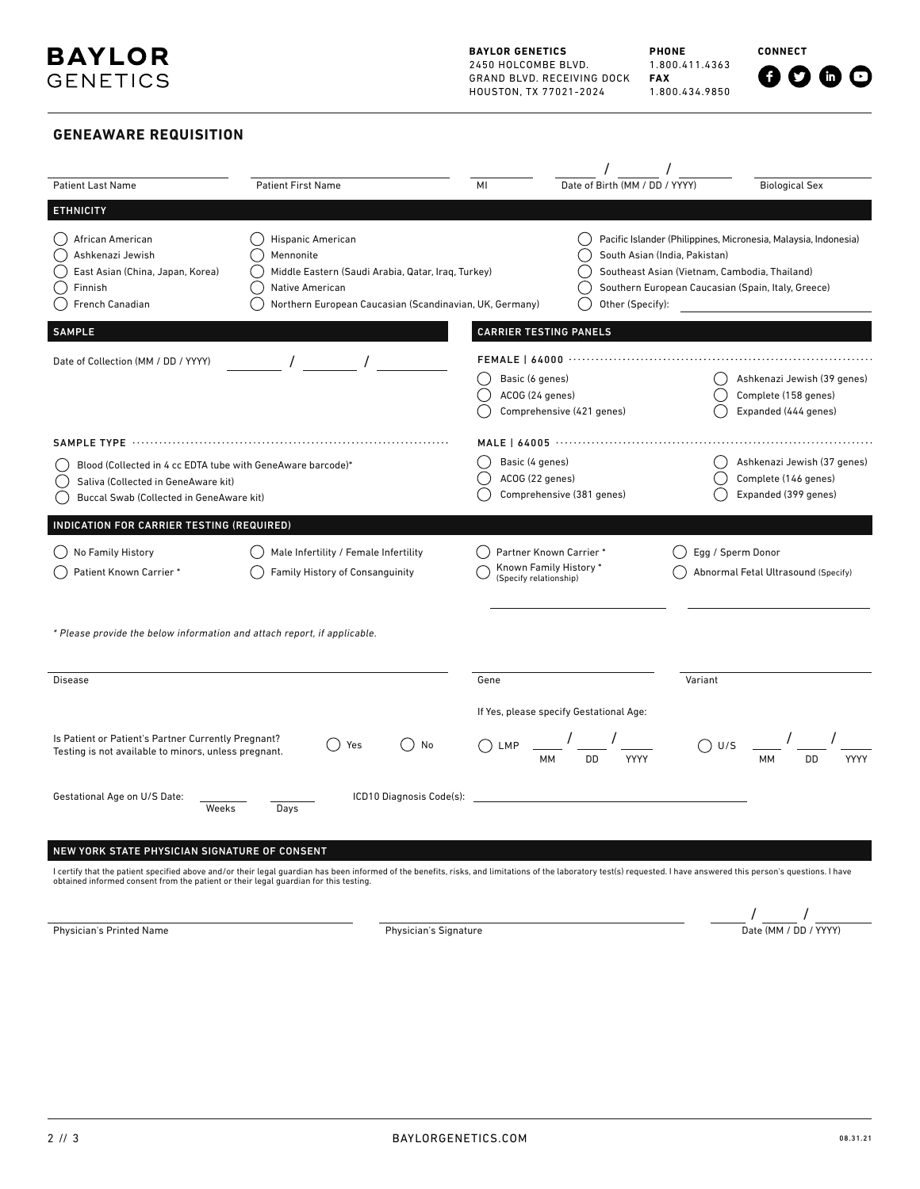**BAYLOR GENETICS**

**BAYLOR GENETICS**
2450 HOLCOMBE BLVD.
GRAND BLVD. RECEIVING DOCK
HOUSTON, TX 77021-2024

**PHONE**
1.800.411.4363
**FAX**
1.800.434.9850

**CONNECT**

## GENEAWARE REQUISITION

Patient Last Name ____________ Patient First Name ____________ MI ____ Date of Birth (MM / DD / YYYY) ____ / ____ / ____ Biological Sex ____________

### ETHNICITY

- ◯ African American
- ◯ Ashkenazi Jewish
- ◯ East Asian (China, Japan, Korea)
- ◯ Finnish
- ◯ French Canadian
- ◯ Hispanic American
- ◯ Mennonite
- ◯ Middle Eastern (Saudi Arabia, Qatar, Iraq, Turkey)
- ◯ Native American
- ◯ Northern European Caucasian (Scandinavian, UK, Germany)
- ◯ Pacific Islander (Philippines, Micronesia, Malaysia, Indonesia)
- ◯ South Asian (India, Pakistan)
- ◯ Southeast Asian (Vietnam, Cambodia, Thailand)
- ◯ Southern European Caucasian (Spain, Italy, Greece)
- ◯ Other (Specify): ____________

### SAMPLE

Date of Collection (MM / DD / YYYY) ____ / ____ / ____

**SAMPLE TYPE**

- ◯ Blood (Collected in 4 cc EDTA tube with GeneAware barcode)*
- ◯ Saliva (Collected in GeneAware kit)
- ◯ Buccal Swab (Collected in GeneAware kit)

### CARRIER TESTING PANELS

**FEMALE | 64000**

- ◯ Basic (6 genes)
- ◯ ACOG (24 genes)
- ◯ Comprehensive (421 genes)
- ◯ Ashkenazi Jewish (39 genes)
- ◯ Complete (158 genes)
- ◯ Expanded (444 genes)

**MALE | 64005**

- ◯ Basic (4 genes)
- ◯ ACOG (22 genes)
- ◯ Comprehensive (381 genes)
- ◯ Ashkenazi Jewish (37 genes)
- ◯ Complete (146 genes)
- ◯ Expanded (399 genes)

### INDICATION FOR CARRIER TESTING (REQUIRED)

- ◯ No Family History
- ◯ Patient Known Carrier *
- ◯ Male Infertility / Female Infertility
- ◯ Family History of Consanguinity
- ◯ Partner Known Carrier *
- ◯ Known Family History * (Specify relationship) ____________
- ◯ Egg / Sperm Donor
- ◯ Abnormal Fetal Ultrasound (Specify) ____________

*\* Please provide the below information and attach report, if applicable.*

Disease ____________ Gene ____________ Variant ____________

Is Patient or Patient's Partner Currently Pregnant? Testing is not available to minors, unless pregnant. ◯ Yes ◯ No

If Yes, please specify Gestational Age:

◯ LMP ____ / ____ / ____ (MM DD YYYY) ◯ U/S ____ / ____ / ____ (MM DD YYYY)

Gestational Age on U/S Date: ____ Weeks ____ Days

ICD10 Diagnosis Code(s): ____________

### NEW YORK STATE PHYSICIAN SIGNATURE OF CONSENT

I certify that the patient specified above and/or their legal guardian has been informed of the benefits, risks, and limitations of the laboratory test(s) requested. I have answered this person's questions. I have obtained informed consent from the patient or their legal guardian for this testing.

Physician's Printed Name ____________ Physician's Signature ____________ Date (MM / DD / YYYY) ____ / ____ / ____

08.31.21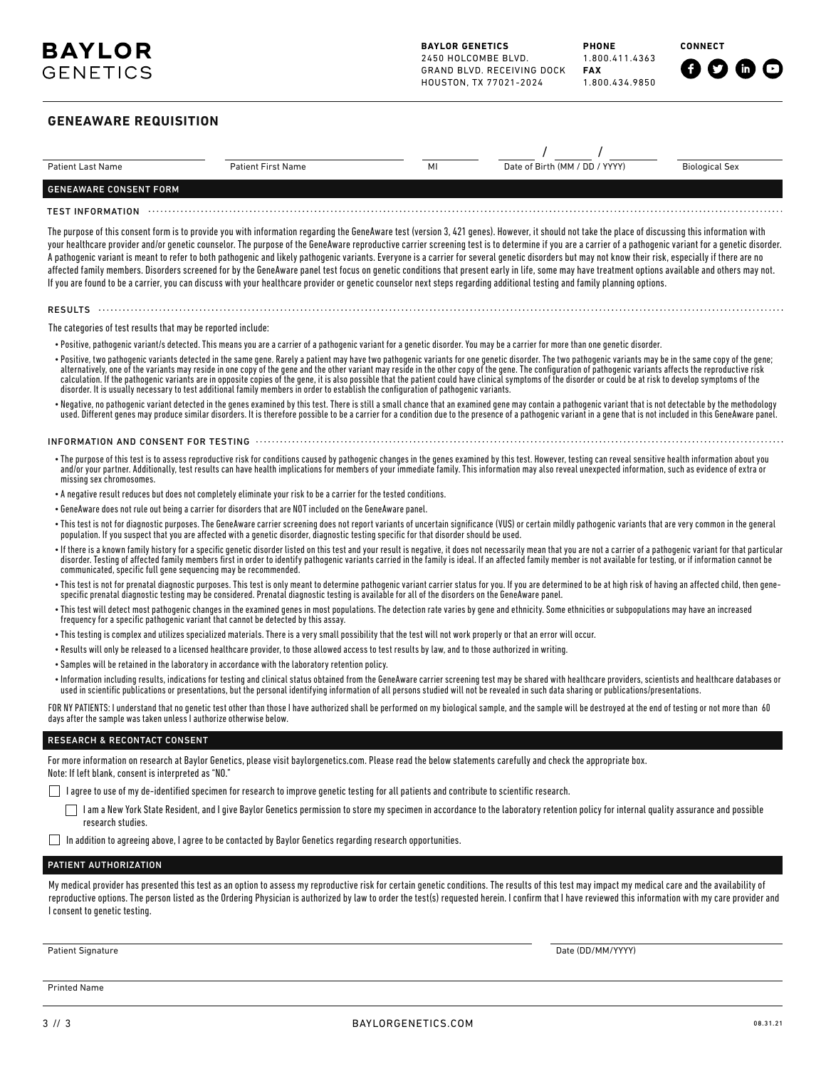**BAYLOR GENETICS**

**BAYLOR GENETICS**
2450 HOLCOMBE BLVD.
GRAND BLVD. RECEIVING DOCK
HOUSTON, TX 77021-2024

**PHONE**
1.800.411.4363
**FAX**
1.800.434.9850

**CONNECT**

## GENEAWARE REQUISITION

Patient Last Name: ______ Patient First Name: ______ MI: ______ Date of Birth (MM / DD / YYYY): ____ / ____ / ____ Biological Sex: ______

## GENEAWARE CONSENT FORM

### TEST INFORMATION

The purpose of this consent form is to provide you with information regarding the GeneAware test (version 3, 421 genes). However, it should not take the place of discussing this information with your healthcare provider and/or genetic counselor. The purpose of the GeneAware reproductive carrier screening test is to determine if you are a carrier of a pathogenic variant for a genetic disorder. A pathogenic variant is meant to refer to both pathogenic and likely pathogenic variants. Everyone is a carrier for several genetic disorders but may not know their risk, especially if there are no affected family members. Disorders screened for by the GeneAware panel test focus on genetic conditions that present early in life, some may have treatment options available and others may not. If you are found to be a carrier, you can discuss with your healthcare provider or genetic counselor next steps regarding additional testing and family planning options.

### RESULTS

The categories of test results that may be reported include:

- Positive, pathogenic variant/s detected. This means you are a carrier of a pathogenic variant for a genetic disorder. You may be a carrier for more than one genetic disorder.
- Positive, two pathogenic variants detected in the same gene. Rarely a patient may have two pathogenic variants for one genetic disorder. The two pathogenic variants may be in the same copy of the gene; alternatively, one of the variants may reside in one copy of the gene and the other variant may reside in the other copy of the gene. The configuration of pathogenic variants affects the reproductive risk calculation. If the pathogenic variants are in opposite copies of the gene, it is also possible that the patient could have clinical symptoms of the disorder or could be at risk to develop symptoms of the disorder. It is usually necessary to test additional family members in order to establish the configuration of pathogenic variants.
- Negative, no pathogenic variant detected in the genes examined by this test. There is still a small chance that an examined gene may contain a pathogenic variant that is not detectable by the methodology used. Different genes may produce similar disorders. It is therefore possible to be a carrier for a condition due to the presence of a pathogenic variant in a gene that is not included in this GeneAware panel.

### INFORMATION AND CONSENT FOR TESTING

- The purpose of this test is to assess reproductive risk for conditions caused by pathogenic changes in the genes examined by this test. However, testing can reveal sensitive health information about you and/or your partner. Additionally, test results can have health implications for members of your immediate family. This information may also reveal unexpected information, such as evidence of extra or missing sex chromosomes.
- A negative result reduces but does not completely eliminate your risk to be a carrier for the tested conditions.
- GeneAware does not rule out being a carrier for disorders that are NOT included on the GeneAware panel.
- This test is not for diagnostic purposes. The GeneAware carrier screening does not report variants of uncertain significance (VUS) or certain mildly pathogenic variants that are very common in the general population. If you suspect that you are affected with a genetic disorder, diagnostic testing specific for that disorder should be used.
- If there is a known family history for a specific genetic disorder listed on this test and your result is negative, it does not necessarily mean that you are not a carrier of a pathogenic variant for that particular disorder. Testing of affected family members first in order to identify pathogenic variants carried in the family is ideal. If an affected family member is not available for testing, or if information cannot be communicated, specific full gene sequencing may be recommended.
- This test is not for prenatal diagnostic purposes. This test is only meant to determine pathogenic variant carrier status for you. If you are determined to be at high risk of having an affected child, then gene-specific prenatal diagnostic testing may be considered. Prenatal diagnostic testing is available for all of the disorders on the GeneAware panel.
- This test will detect most pathogenic changes in the examined genes in most populations. The detection rate varies by gene and ethnicity. Some ethnicities or subpopulations may have an increased frequency for a specific pathogenic variant that cannot be detected by this assay.
- This testing is complex and utilizes specialized materials. There is a very small possibility that the test will not work properly or that an error will occur.
- Results will only be released to a licensed healthcare provider, to those allowed access to test results by law, and to those authorized in writing.
- Samples will be retained in the laboratory in accordance with the laboratory retention policy.
- Information including results, indications for testing and clinical status obtained from the GeneAware carrier screening test may be shared with healthcare providers, scientists and healthcare databases or used in scientific publications or presentations, but the personal identifying information of all persons studied will not be revealed in such data sharing or publications/presentations.

FOR NY PATIENTS: I understand that no genetic test other than those I have authorized shall be performed on my biological sample, and the sample will be destroyed at the end of testing or not more than 60 days after the sample was taken unless I authorize otherwise below.

## RESEARCH & RECONTACT CONSENT

For more information on research at Baylor Genetics, please visit baylorgenetics.com. Please read the below statements carefully and check the appropriate box.
Note: If left blank, consent is interpreted as "NO."

- ☐ I agree to use of my de-identified specimen for research to improve genetic testing for all patients and contribute to scientific research.
  - ☐ I am a New York State Resident, and I give Baylor Genetics permission to store my specimen in accordance to the laboratory retention policy for internal quality assurance and possible research studies.
- ☐ In addition to agreeing above, I agree to be contacted by Baylor Genetics regarding research opportunities.

## PATIENT AUTHORIZATION

My medical provider has presented this test as an option to assess my reproductive risk for certain genetic conditions. The results of this test may impact my medical care and the availability of reproductive options. The person listed as the Ordering Physician is authorized by law to order the test(s) requested herein. I confirm that I have reviewed this information with my care provider and I consent to genetic testing.

Patient Signature: ______ Date (DD/MM/YYYY): ______

Printed Name: ______

08.31.21